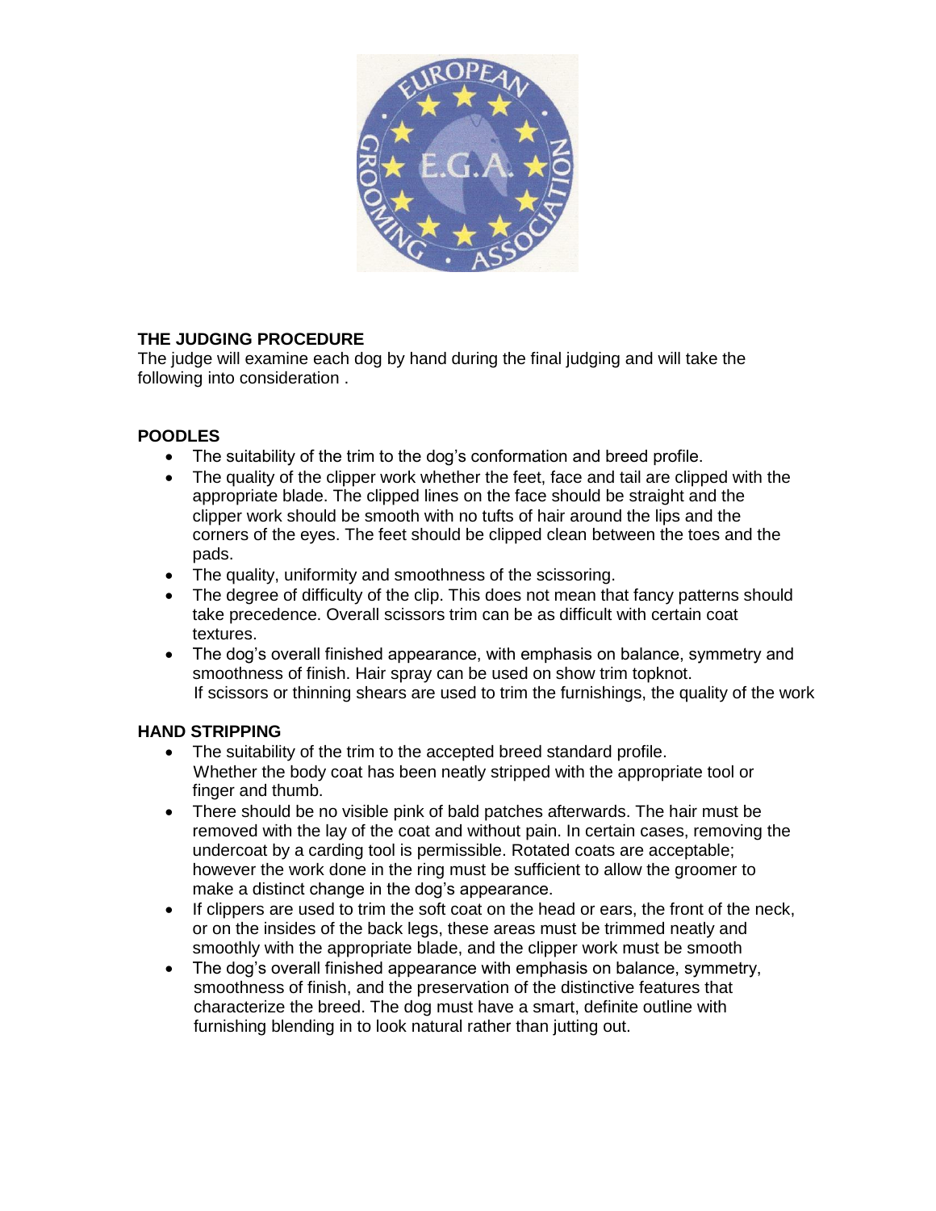## THE JUDGING PROCEDURE

The judge will examine each dog by hand during the final judging and will take the following into consideration .

### POODLES

- The suitability of the trim to the dog's conformation and breed profile.
- The quality of the clipper work whether the feet, face and tail are clipped with the appropriate blade. The clipped lines on the face should be straight and the clipper work should be smooth with no tufts of hair around the lips and the corners of the eyes. The feet should be clipped clean between the toes and the pads.
- The quality, uniformity and smoothness of the scissoring.
- The degree of difficulty of the clip. This does not mean that fancy patterns should take precedence. Overall scissors trim can be as difficult with certain coat textures.
- The dog's overall finished appearance, with emphasis on balance, symmetry and smoothness of finish. Hair spray can be used on show trim topknot.
  If scissors or thinning shears are used to trim the furnishings, the quality of the work

### HAND STRIPPING

- The suitability of the trim to the accepted breed standard profile.
  Whether the body coat has been neatly stripped with the appropriate tool or finger and thumb.
- There should be no visible pink of bald patches afterwards. The hair must be removed with the lay of the coat and without pain. In certain cases, removing the undercoat by a carding tool is permissible. Rotated coats are acceptable; however the work done in the ring must be sufficient to allow the groomer to make a distinct change in the dog's appearance.
- If clippers are used to trim the soft coat on the head or ears, the front of the neck, or on the insides of the back legs, these areas must be trimmed neatly and smoothly with the appropriate blade, and the clipper work must be smooth
- The dog's overall finished appearance with emphasis on balance, symmetry, smoothness of finish, and the preservation of the distinctive features that characterize the breed. The dog must have a smart, definite outline with furnishing blending in to look natural rather than jutting out.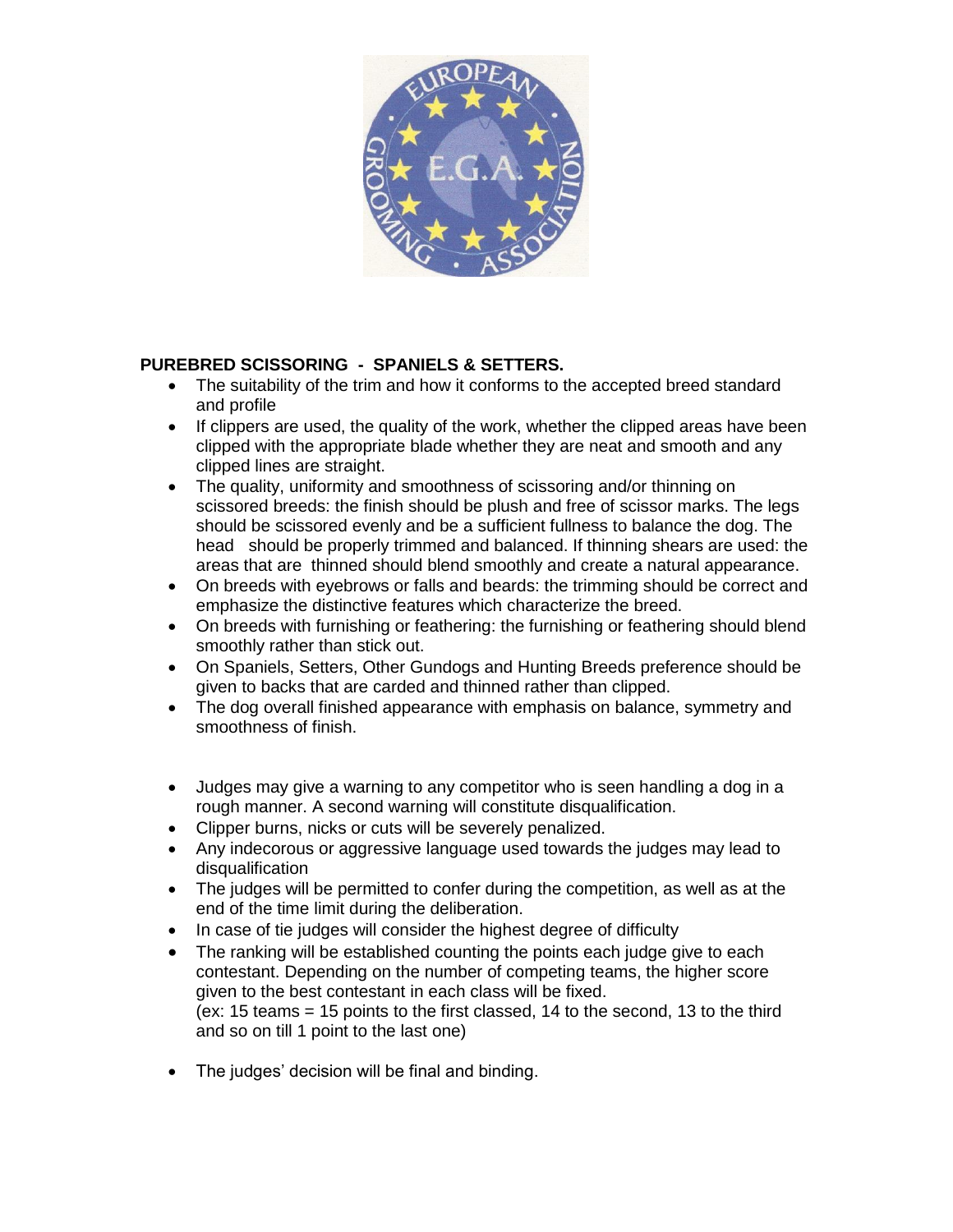**PUREBRED SCISSORING - SPANIELS & SETTERS.**

- The suitability of the trim and how it conforms to the accepted breed standard and profile
- If clippers are used, the quality of the work, whether the clipped areas have been clipped with the appropriate blade whether they are neat and smooth and any clipped lines are straight.
- The quality, uniformity and smoothness of scissoring and/or thinning on scissored breeds: the finish should be plush and free of scissor marks. The legs should be scissored evenly and be a sufficient fullness to balance the dog. The head should be properly trimmed and balanced. If thinning shears are used: the areas that are thinned should blend smoothly and create a natural appearance.
- On breeds with eyebrows or falls and beards: the trimming should be correct and emphasize the distinctive features which characterize the breed.
- On breeds with furnishing or feathering: the furnishing or feathering should blend smoothly rather than stick out.
- On Spaniels, Setters, Other Gundogs and Hunting Breeds preference should be given to backs that are carded and thinned rather than clipped.
- The dog overall finished appearance with emphasis on balance, symmetry and smoothness of finish.

- Judges may give a warning to any competitor who is seen handling a dog in a rough manner. A second warning will constitute disqualification.
- Clipper burns, nicks or cuts will be severely penalized.
- Any indecorous or aggressive language used towards the judges may lead to disqualification
- The judges will be permitted to confer during the competition, as well as at the end of the time limit during the deliberation.
- In case of tie judges will consider the highest degree of difficulty
- The ranking will be established counting the points each judge give to each contestant. Depending on the number of competing teams, the higher score given to the best contestant in each class will be fixed.
  (ex: 15 teams = 15 points to the first classed, 14 to the second, 13 to the third and so on till 1 point to the last one)

- The judges' decision will be final and binding.